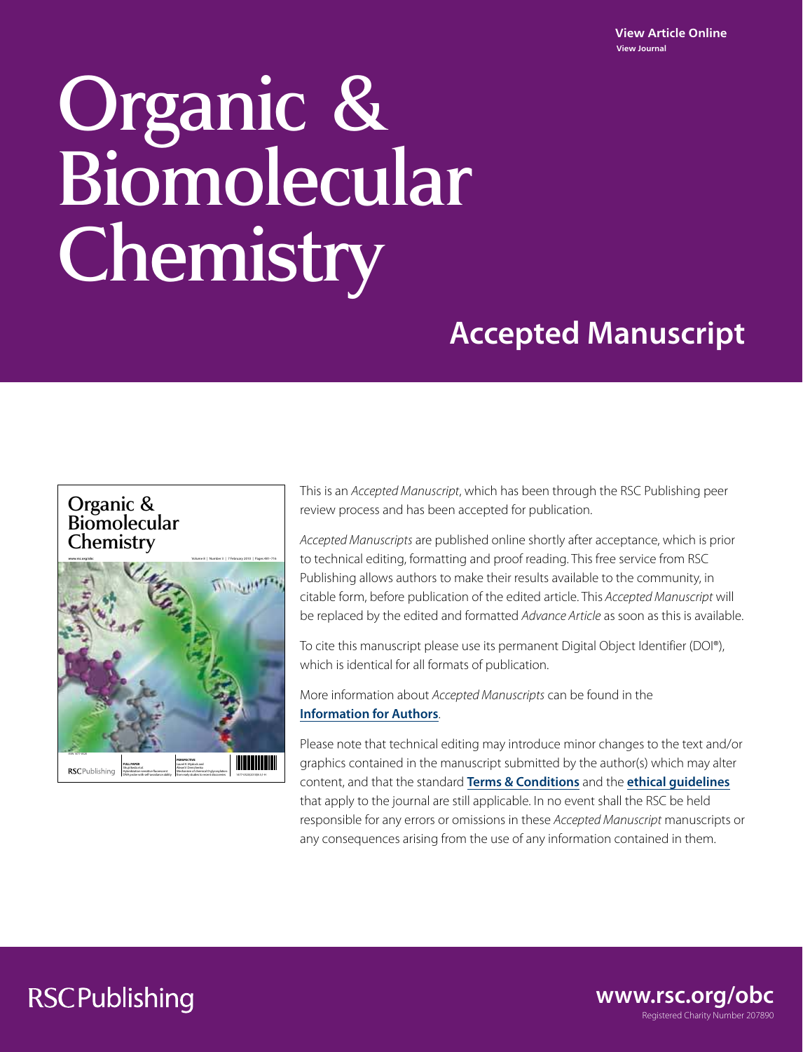View Article Online
View Journal

# Organic & Biomolecular Chemistry

## Accepted Manuscript

This is an *Accepted Manuscript*, which has been through the RSC Publishing peer review process and has been accepted for publication.

*Accepted Manuscripts* are published online shortly after acceptance, which is prior to technical editing, formatting and proof reading. This free service from RSC Publishing allows authors to make their results available to the community, in citable form, before publication of the edited article. This *Accepted Manuscript* will be replaced by the edited and formatted *Advance Article* as soon as this is available.

To cite this manuscript please use its permanent Digital Object Identifier (DOI®), which is identical for all formats of publication.

More information about *Accepted Manuscripts* can be found in the **Information for Authors**.

Please note that technical editing may introduce minor changes to the text and/or graphics contained in the manuscript submitted by the author(s) which may alter content, and that the standard **Terms & Conditions** and the **ethical guidelines** that apply to the journal are still applicable. In no event shall the RSC be held responsible for any errors or omissions in these *Accepted Manuscript* manuscripts or any consequences arising from the use of any information contained in them.

RSCPublishing

www.rsc.org/obc

Registered Charity Number 207890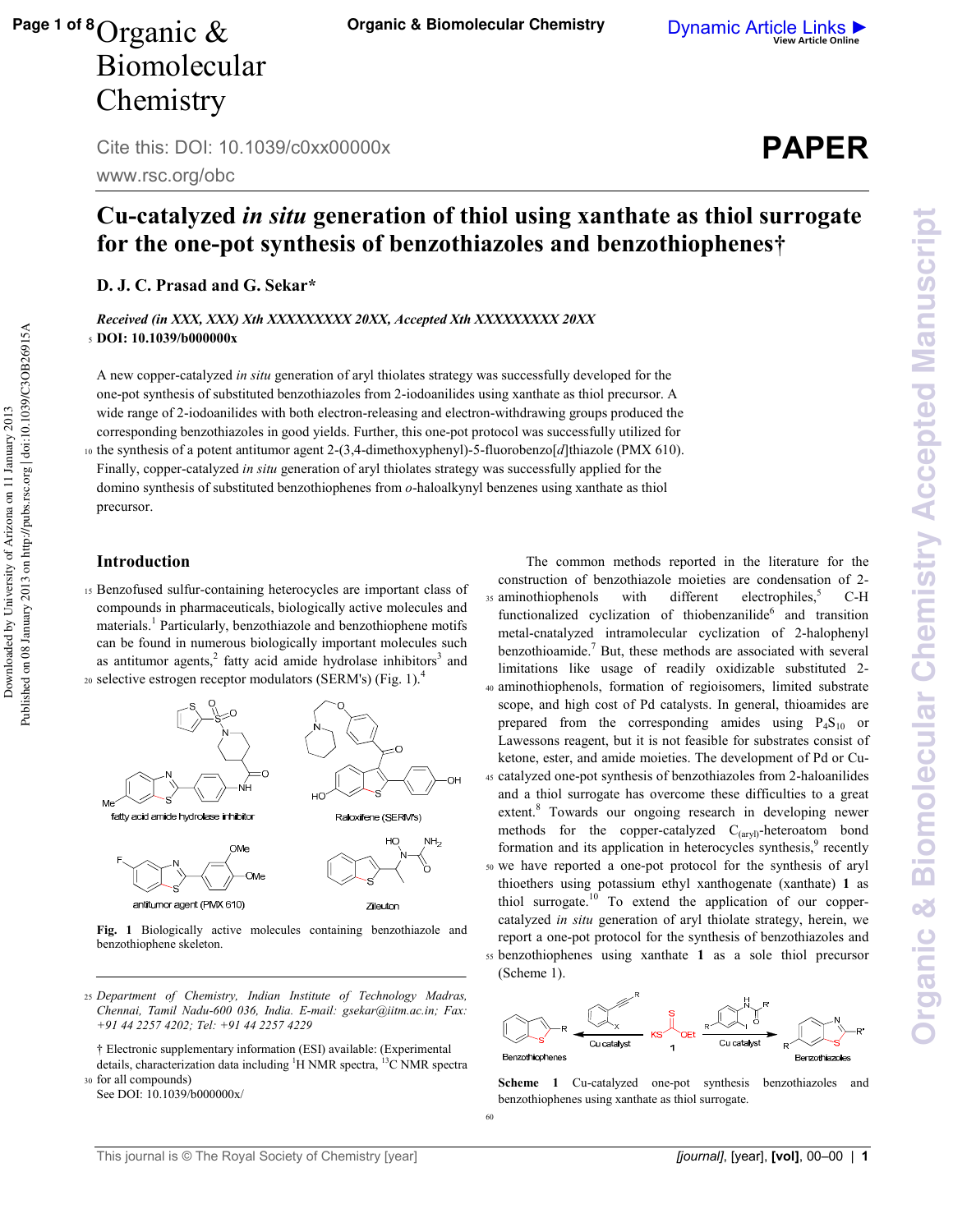# Cu-catalyzed *in situ* generation of thiol using xanthate as thiol surrogate for the one-pot synthesis of benzothiazoles and benzothiophenes†

**D. J. C. Prasad and G. Sekar***

***Received (in XXX, XXX) Xth XXXXXXXXX 20XX, Accepted Xth XXXXXXXXX 20XX***
**DOI: 10.1039/b000000x**

A new copper-catalyzed *in situ* generation of aryl thiolates strategy was successfully developed for the one-pot synthesis of substituted benzothiazoles from 2-iodoanilides using xanthate as thiol precursor. A wide range of 2-iodoanilides with both electron-releasing and electron-withdrawing groups produced the corresponding benzothiazoles in good yields. Further, this one-pot protocol was successfully utilized for the synthesis of a potent antitumor agent 2-(3,4-dimethoxyphenyl)-5-fluorobenzo[*d*]thiazole (PMX 610). Finally, copper-catalyzed *in situ* generation of aryl thiolates strategy was successfully applied for the domino synthesis of substituted benzothiophenes from *o*-haloalkynyl benzenes using xanthate as thiol precursor.

## Introduction

Benzofused sulfur-containing heterocycles are important class of compounds in pharmaceuticals, biologically active molecules and materials.[1] Particularly, benzothiazole and benzothiophene motifs can be found in numerous biologically important molecules such as antitumor agents,[2] fatty acid amide hydrolase inhibitors[3] and selective estrogen receptor modulators (SERM's) (Fig. 1).[4]

fatty acid amide hydrolase inhibitor

Raloxifene (SERM's)

antitumor agent (PMX 610)

Zileuton

**Fig. 1** Biologically active molecules containing benzothiazole and benzothiophene skeleton.

The common methods reported in the literature for the construction of benzothiazole moieties are condensation of 2-aminothiophenols with different electrophiles,[5] C-H functionalized cyclization of thiobenzanilide[6] and transition metal-cnatalyzed intramolecular cyclization of 2-halophenyl benzothioamide.[7] But, these methods are associated with several limitations like usage of readily oxidizable substituted 2-aminothiophenols, formation of regioisomers, limited substrate scope, and high cost of Pd catalysts. In general, thioamides are prepared from the corresponding amides using $P_4S_{10}$ or Lawessons reagent, but it is not feasible for substrates consist of ketone, ester, and amide moieties. The development of Pd or Cu-catalyzed one-pot synthesis of benzothiazoles from 2-haloanilides and a thiol surrogate has overcome these difficulties to a great extent.[8] Towards our ongoing research in developing newer methods for the copper-catalyzed $C_{(aryl)}$-heteroatom bond formation and its application in heterocycles synthesis,[9] recently we have reported a one-pot protocol for the synthesis of aryl thioethers using potassium ethyl xanthogenate (xanthate) **1** as thiol surrogate.[10] To extend the application of our copper-catalyzed *in situ* generation of aryl thiolate strategy, herein, we report a one-pot protocol for the synthesis of benzothiazoles and benzothiophenes using xanthate **1** as a sole thiol precursor (Scheme 1).

Benzothiophenes — Cu catalyst — 1 — Cu catalyst — Benzothiazoles

**Scheme 1** Cu-catalyzed one-pot synthesis benzothiazoles and benzothiophenes using xanthate as thiol surrogate.

Department of Chemistry, Indian Institute of Technology Madras, Chennai, Tamil Nadu-600 036, India. E-mail: gsekar@iitm.ac.in; Fax: +91 44 2257 4202; Tel: +91 44 2257 4229

† Electronic supplementary information (ESI) available: (Experimental details, characterization data including $^1$H NMR spectra, $^{13}$C NMR spectra for all compounds)
See DOI: 10.1039/b000000x/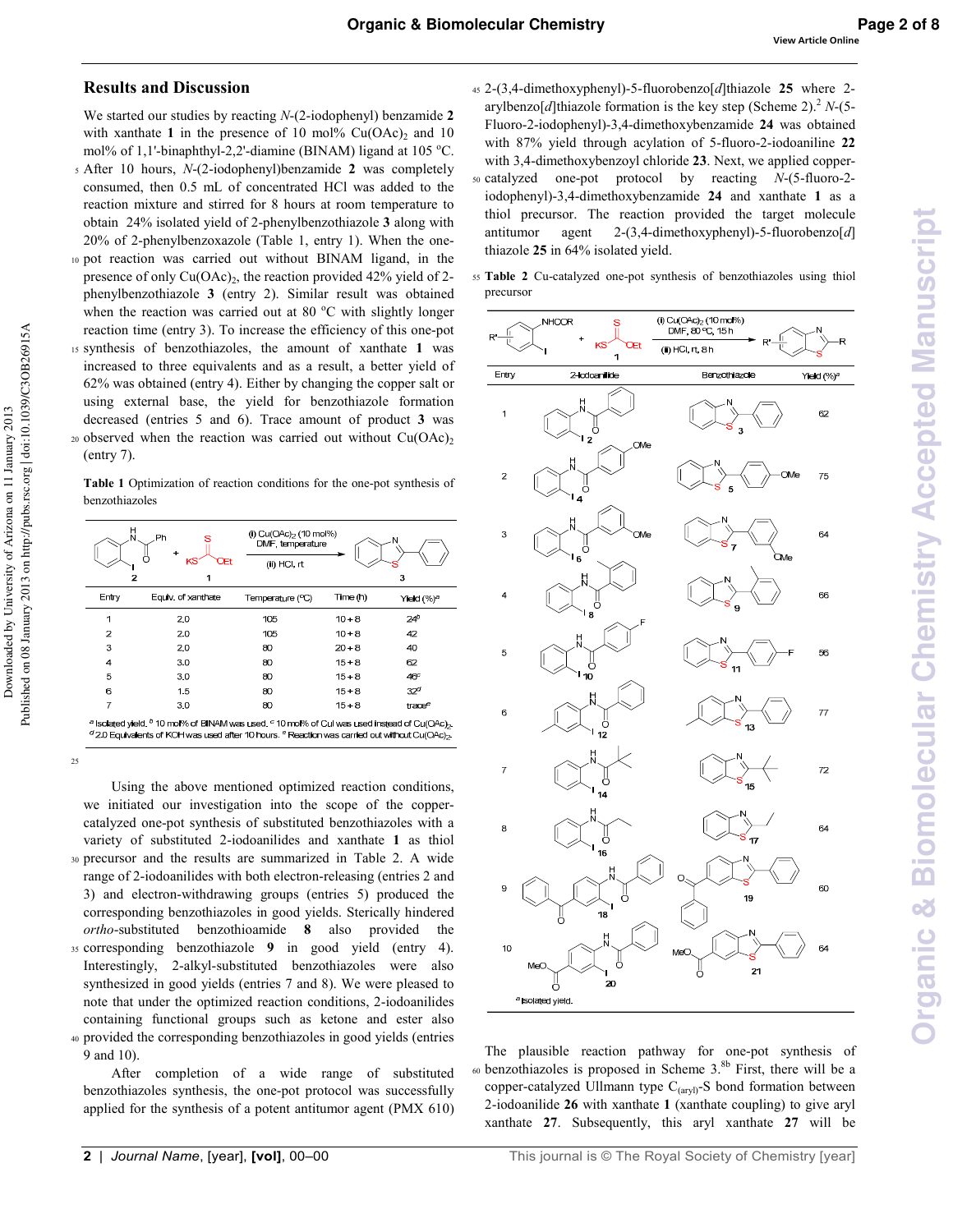## Results and Discussion

We started our studies by reacting *N*-(2-iodophenyl) benzamide **2** with xanthate **1** in the presence of 10 mol% $Cu(OAc)_2$ and 10 mol% of 1,1'-binaphthyl-2,2'-diamine (BINAM) ligand at 105 °C. After 10 hours, *N*-(2-iodophenyl)benzamide **2** was completely consumed, then 0.5 mL of concentrated HCl was added to the reaction mixture and stirred for 8 hours at room temperature to obtain 24% isolated yield of 2-phenylbenzothiazole **3** along with 20% of 2-phenylbenzoxazole (Table 1, entry 1). When the one-pot reaction was carried out without BINAM ligand, in the presence of only $Cu(OAc)_2$, the reaction provided 42% yield of 2-phenylbenzothiazole **3** (entry 2). Similar result was obtained when the reaction was carried out at 80 °C with slightly longer reaction time (entry 3). To increase the efficiency of this one-pot synthesis of benzothiazoles, the amount of xanthate **1** was increased to three equivalents and as a result, a better yield of 62% was obtained (entry 4). Either by changing the copper salt or using external base, the yield for benzothiazole formation decreased (entries 5 and 6). Trace amount of product **3** was observed when the reaction was carried out without $Cu(OAc)_2$ (entry 7).

**Table 1** Optimization of reaction conditions for the one-pot synthesis of benzothiazoles

Reaction: **2** + **1** (KS–C(=S)–OEt) → (i) $Cu(OAc)_2$ (10 mol%), DMF, temperature; (ii) HCl, rt → **3**

| Entry | Equiv. of xanthate | Temperature (°C) | Time (h) | Yield (%)[a] |
|---|---|---|---|---|
| 1 | 2.0 | 105 | 10 + 8 | 24[b] |
| 2 | 2.0 | 105 | 10 + 8 | 42 |
| 3 | 2.0 | 80 | 20 + 8 | 40 |
| 4 | 3.0 | 80 | 15 + 8 | 62 |
| 5 | 3.0 | 80 | 15 + 8 | 46[c] |
| 6 | 1.5 | 80 | 15 + 8 | 32[d] |
| 7 | 3.0 | 80 | 15 + 8 | trace[e] |

[a] Isolated yield. [b] 10 mol% of BINAM was used. [c] 10 mol% of CuI was used instead of $Cu(OAc)_2$. [d] 2.0 Equivalents of KOH was used after 10 hours. [e] Reaction was carried out without $Cu(OAc)_2$.

Using the above mentioned optimized reaction conditions, we initiated our investigation into the scope of the copper-catalyzed one-pot synthesis of substituted benzothiazoles with a variety of substituted 2-iodoanilides and xanthate **1** as thiol precursor and the results are summarized in Table 2. A wide range of 2-iodoanilides with both electron-releasing (entries 2 and 3) and electron-withdrawing groups (entries 5) produced the corresponding benzothiazoles in good yields. Sterically hindered *ortho*-substituted benzothioamide **8** also provided the corresponding benzothiazole **9** in good yield (entry 4). Interestingly, 2-alkyl-substituted benzothiazoles were also synthesized in good yields (entries 7 and 8). We were pleased to note that under the optimized reaction conditions, 2-iodoanilides containing functional groups such as ketone and ester also provided the corresponding benzothiazoles in good yields (entries 9 and 10).

After completion of a wide range of substituted benzothiazoles synthesis, the one-pot protocol was successfully applied for the synthesis of a potent antitumor agent (PMX 610) 2-(3,4-dimethoxyphenyl)-5-fluorobenzo[*d*]thiazole **25** where 2-arylbenzo[*d*]thiazole formation is the key step (Scheme 2).[2] *N*-(5-Fluoro-2-iodophenyl)-3,4-dimethoxybenzamide **24** was obtained with 87% yield through acylation of 5-fluoro-2-iodoaniline **22** with 3,4-dimethoxybenzoyl chloride **23**. Next, we applied copper-catalyzed one-pot protocol by reacting *N*-(5-fluoro-2-iodophenyl)-3,4-dimethoxybenzamide **24** and xanthate **1** as a thiol precursor. The reaction provided the target molecule antitumor agent 2-(3,4-dimethoxyphenyl)-5-fluorobenzo[*d*]thiazole **25** in 64% isolated yield.

**Table 2** Cu-catalyzed one-pot synthesis of benzothiazoles using thiol precursor

Reaction: 2-iodoanilide (R'-substituted, NHCOR) + **1** → (i) $Cu(OAc)_2$ (10 mol%), DMF, 80 °C, 15 h; (ii) HCl, rt, 8 h → benzothiazole

| Entry | 2-Iodoanilide | Benzothiazole | Yield (%)[a] |
|---|---|---|---|
| 1 | **2** | **3** | 62 |
| 2 | **4** | **5** | 75 |
| 3 | **6** | **7** | 64 |
| 4 | **8** | **9** | 66 |
| 5 | **10** | **11** | 56 |
| 6 | **12** | **13** | 77 |
| 7 | **14** | **15** | 72 |
| 8 | **16** | **17** | 64 |
| 9 | **18** | **19** | 60 |
| 10 | **20** | **21** | 64 |

[a] Isolated yield.

The plausible reaction pathway for one-pot synthesis of benzothiazoles is proposed in Scheme 3.[8b] First, there will be a copper-catalyzed Ullmann type $C_{(aryl)}$-S bond formation between 2-iodoanilide **26** with xanthate **1** (xanthate coupling) to give aryl xanthate **27**. Subsequently, this aryl xanthate **27** will be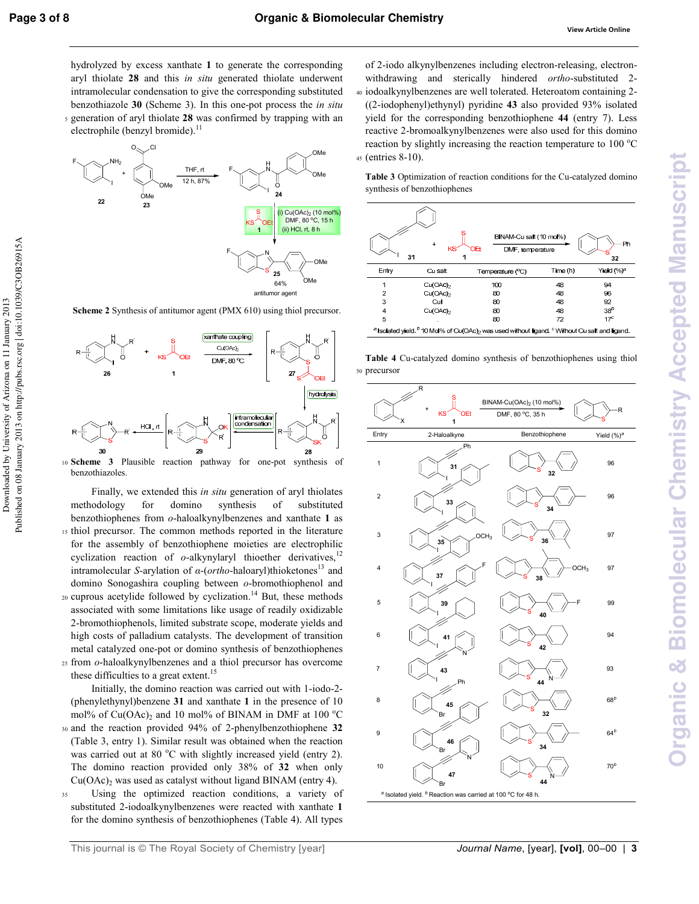hydrolyzed by excess xanthate **1** to generate the corresponding aryl thiolate **28** and this *in situ* generated thiolate underwent intramolecular condensation to give the corresponding substituted benzothiazole **30** (Scheme 3). In this one-pot process the *in situ* generation of aryl thiolate **28** was confirmed by trapping with an electrophile (benzyl bromide).[11]

**Scheme 2** Synthesis of antitumor agent (PMX 610) using thiol precursor.

**Scheme 3** Plausible reaction pathway for one-pot synthesis of benzothiazoles.

Finally, we extended this *in situ* generation of aryl thiolates methodology for domino synthesis of substituted benzothiophenes from *o*-haloalkynylbenzenes and xanthate **1** as thiol precursor. The common methods reported in the literature for the assembly of benzothiophene moieties are electrophilic cyclization reaction of *o*-alkynylaryl thioether derivatives,[12] intramolecular *S*-arylation of *α*-(*ortho*-haloaryl)thioketones[13] and domino Sonogashira coupling between *o*-bromothiophenol and cuprous acetylide followed by cyclization.[14] But, these methods associated with some limitations like usage of readily oxidizable 2-bromothiophenols, limited substrate scope, moderate yields and high costs of palladium catalysts. The development of transition metal catalyzed one-pot or domino synthesis of benzothiophenes from *o*-haloalkynylbenzenes and a thiol precursor has overcome these difficulties to a great extent.[15]

Initially, the domino reaction was carried out with 1-iodo-2-(phenylethynyl)benzene **31** and xanthate **1** in the presence of 10 mol% of $Cu(OAc)_2$ and 10 mol% of BINAM in DMF at 100 °C and the reaction provided 94% of 2-phenylbenzothiophene **32** (Table 3, entry 1). Similar result was obtained when the reaction was carried out at 80 °C with slightly increased yield (entry 2). The domino reaction provided only 38% of **32** when only $Cu(OAc)_2$ was used as catalyst without ligand BINAM (entry 4).

Using the optimized reaction conditions, a variety of substituted 2-iodoalkynylbenzenes were reacted with xanthate **1** for the domino synthesis of benzothiophenes (Table 4). All types of 2-iodo alkynylbenzenes including electron-releasing, electron-withdrawing and sterically hindered *ortho*-substituted 2-iodoalkynylbenzenes are well tolerated. Heteroatom containing 2-((2-iodophenyl)ethynyl) pyridine **43** also provided 93% isolated yield for the corresponding benzothiophene **44** (entry 7). Less reactive 2-bromoalkynylbenzenes were also used for this domino reaction by slightly increasing the reaction temperature to 100 °C (entries 8-10).

**Table 3** Optimization of reaction conditions for the Cu-catalyzed domino synthesis of benzothiophenes

**31** + **1** → (BINAM-Cu salt (10 mol%), DMF, temperature) → **32**

| Entry | Cu salt | Temperature (°C) | Time (h) | Yield (%)[a] |
|---|---|---|---|---|
| 1 | $Cu(OAc)_2$ | 100 | 48 | 94 |
| 2 | $Cu(OAc)_2$ | 80 | 48 | 96 |
| 3 | CuI | 80 | 48 | 92 |
| 4 | $Cu(OAc)_2$ | 80 | 48 | 38[b] |
| 5 | - | 80 | 72 | 17[c] |

[a] Isolated yield. [b] 10 Mol% of $Cu(OAc)_2$ was used without ligand. [c] Without Cu salt and ligand.

**Table 4** Cu-catalyzed domino synthesis of benzothiophenes using thiol precursor

2-haloalkyne + **1** → (BINAM-$Cu(OAc)_2$ (10 mol%), DMF, 80 °C, 35 h) → benzothiophene

| Entry | 2-Haloalkyne | Benzothiophene | Yield (%)[a] |
|---|---|---|---|
| 1 | 31 | 32 | 96 |
| 2 | 33 | 34 | 96 |
| 3 | 35 | 36 | 97 |
| 4 | 37 | 38 | 97 |
| 5 | 39 | 40 | 99 |
| 6 | 41 | 42 | 94 |
| 7 | 43 | 44 | 93 |
| 8 | 45 | 32 | 68[b] |
| 9 | 46 | 34 | 64[b] |
| 10 | 47 | 44 | 70[b] |

[a] Isolated yield. [b] Reaction was carried at 100 °C for 48 h.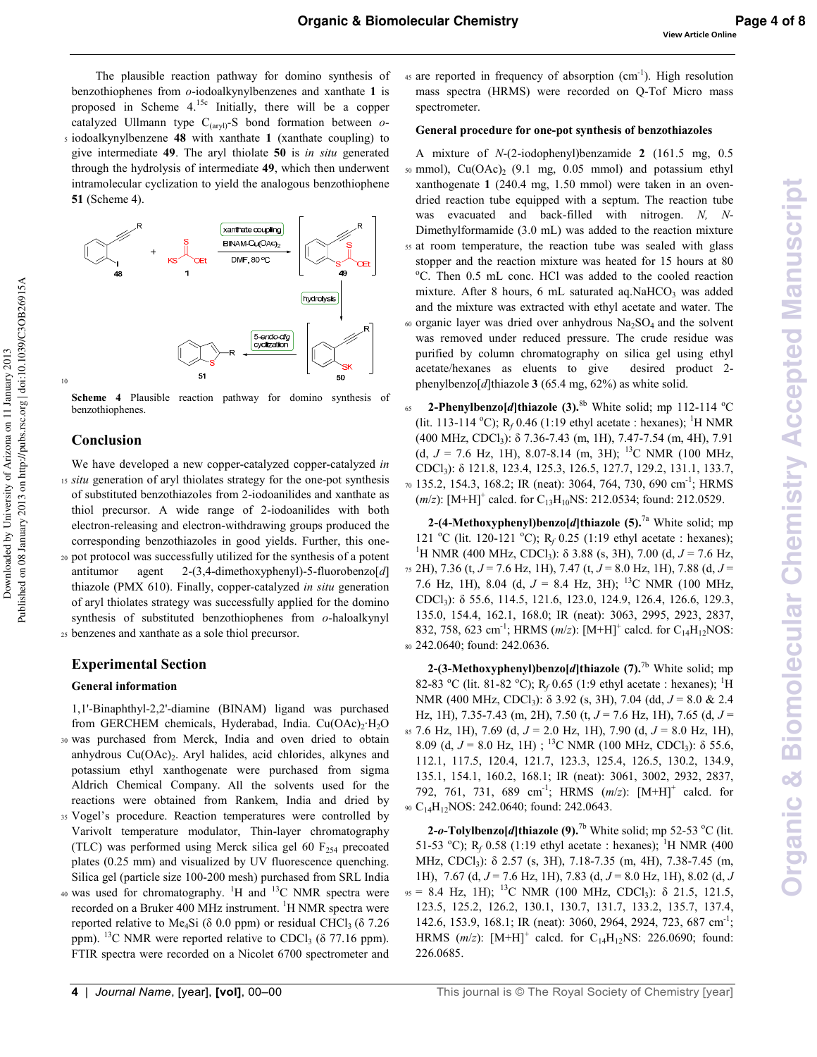The plausible reaction pathway for domino synthesis of benzothiophenes from *o*-iodoalkynylbenzenes and xanthate **1** is proposed in Scheme 4.[15c] Initially, there will be a copper catalyzed Ullmann type $C_{(aryl)}$-S bond formation between *o*-iodoalkynylbenzene **48** with xanthate **1** (xanthate coupling) to give intermediate **49**. The aryl thiolate **50** is *in situ* generated through the hydrolysis of intermediate **49**, which then underwent intramolecular cyclization to yield the analogous benzothiophene **51** (Scheme 4).

**Scheme 4** Plausible reaction pathway for domino synthesis of benzothiophenes.

## Conclusion

We have developed a new copper-catalyzed copper-catalyzed *in situ* generation of aryl thiolates strategy for the one-pot synthesis of substituted benzothiazoles from 2-iodoanilides and xanthate as thiol precursor. A wide range of 2-iodoanilides with both electron-releasing and electron-withdrawing groups produced the corresponding benzothiazoles in good yields. Further, this one-pot protocol was successfully utilized for the synthesis of a potent antitumor agent 2-(3,4-dimethoxyphenyl)-5-fluorobenzo[*d*]thiazole (PMX 610). Finally, copper-catalyzed *in situ* generation of aryl thiolates strategy was successfully applied for the domino synthesis of substituted benzothiophenes from *o*-haloalkynyl benzenes and xanthate as a sole thiol precursor.

## Experimental Section

### General information

1,1'-Binaphthyl-2,2'-diamine (BINAM) ligand was purchased from GERCHEM chemicals, Hyderabad, India. $Cu(OAc)_2·H_2O$ was purchased from Merck, India and oven dried to obtain anhydrous $Cu(OAc)_2$. Aryl halides, acid chlorides, alkynes and potassium ethyl xanthogenate were purchased from sigma Aldrich Chemical Company. All the solvents used for the reactions were obtained from Rankem, India and dried by Vogel's procedure. Reaction temperatures were controlled by Varivolt temperature modulator. Thin-layer chromatography (TLC) was performed using Merck silica gel 60 $F_{254}$ precoated plates (0.25 mm) and visualized by UV fluorescence quenching. Silica gel (particle size 100-200 mesh) purchased from SRL India was used for chromatography. $^1$H and $^{13}$C NMR spectra were recorded on a Bruker 400 MHz instrument. $^1$H NMR spectra were reported relative to $Me_4Si$ (δ 0.0 ppm) or residual $CHCl_3$ (δ 7.26 ppm). $^{13}$C NMR were reported relative to $CDCl_3$ (δ 77.16 ppm). FTIR spectra were recorded on a Nicolet 6700 spectrometer and are reported in frequency of absorption (cm$^{-1}$). High resolution mass spectra (HRMS) were recorded on Q-Tof Micro mass spectrometer.

### General procedure for one-pot synthesis of benzothiazoles

A mixture of *N*-(2-iodophenyl)benzamide **2** (161.5 mg, 0.5 mmol), $Cu(OAc)_2$ (9.1 mg, 0.05 mmol) and potassium ethyl xanthogenate **1** (240.4 mg, 1.50 mmol) were taken in an oven-dried reaction tube equipped with a septum. The reaction tube was evacuated and back-filled with nitrogen. *N, N*-Dimethylformamide (3.0 mL) was added to the reaction mixture at room temperature, the reaction tube was sealed with glass stopper and the reaction mixture was heated for 15 hours at 80 ºC. Then 0.5 mL conc. HCl was added to the cooled reaction mixture. After 8 hours, 6 mL saturated aq.$NaHCO_3$ was added and the mixture was extracted with ethyl acetate and water. The organic layer was dried over anhydrous $Na_2SO_4$ and the solvent was removed under reduced pressure. The crude residue was purified by column chromatography on silica gel using ethyl acetate/hexanes as eluents to give desired product 2-phenylbenzo[*d*]thiazole **3** (65.4 mg, 62%) as white solid.

**2-Phenylbenzo[*d*]thiazole (3).**[8b] White solid; mp 112-114 ºC (lit. 113-114 ºC); $R_f$ 0.46 (1:19 ethyl acetate : hexanes); $^1$H NMR (400 MHz, $CDCl_3$): δ 7.36-7.43 (m, 1H), 7.47-7.54 (m, 4H), 7.91 (d, *J* = 7.6 Hz, 1H), 8.07-8.14 (m, 3H); $^{13}$C NMR (100 MHz, $CDCl_3$): δ 121.8, 123.4, 125.3, 126.5, 127.7, 129.2, 131.1, 133.7, 135.2, 154.3, 168.2; IR (neat): 3064, 764, 730, 690 cm$^{-1}$; HRMS (*m/z*): [M+H]$^+$ calcd. for $C_{13}H_{10}NS$: 212.0534; found: 212.0529.

**2-(4-Methoxyphenyl)benzo[*d*]thiazole (5).**[7a] White solid; mp 121 ºC (lit. 120-121 ºC); $R_f$ 0.25 (1:19 ethyl acetate : hexanes); $^1$H NMR (400 MHz, $CDCl_3$): δ 3.88 (s, 3H), 7.00 (d, *J* = 7.6 Hz, 2H), 7.36 (t, *J* = 7.6 Hz, 1H), 7.47 (t, *J* = 8.0 Hz, 1H), 7.88 (d, *J* = 7.6 Hz, 1H), 8.04 (d, *J* = 8.4 Hz, 3H); $^{13}$C NMR (100 MHz, $CDCl_3$): δ 55.6, 114.5, 121.6, 123.0, 124.9, 126.4, 126.6, 129.3, 135.0, 154.4, 162.1, 168.0; IR (neat): 3063, 2995, 2923, 2837, 832, 758, 623 cm$^{-1}$; HRMS (*m/z*): [M+H]$^+$ calcd. for $C_{14}H_{12}NOS$: 242.0640; found: 242.0636.

**2-(3-Methoxyphenyl)benzo[*d*]thiazole (7).**[7b] White solid; mp 82-83 ºC (lit. 81-82 ºC); $R_f$ 0.65 (1:9 ethyl acetate : hexanes); $^1$H NMR (400 MHz, $CDCl_3$): δ 3.92 (s, 3H), 7.04 (dd, *J* = 8.0 & 2.4 Hz, 1H), 7.35-7.43 (m, 2H), 7.50 (t, *J* = 7.6 Hz, 1H), 7.65 (d, *J* = 7.6 Hz, 1H), 7.69 (d, *J* = 2.0 Hz, 1H), 7.90 (d, *J* = 8.0 Hz, 1H), 8.09 (d, *J* = 8.0 Hz, 1H) ; $^{13}$C NMR (100 MHz, $CDCl_3$): δ 55.6, 112.1, 117.5, 120.4, 121.7, 123.3, 125.4, 126.5, 130.2, 134.9, 135.1, 154.1, 160.2, 168.1; IR (neat): 3061, 3002, 2932, 2837, 792, 761, 731, 689 cm$^{-1}$; HRMS (*m/z*): [M+H]$^+$ calcd. for $C_{14}H_{12}NOS$: 242.0640; found: 242.0643.

**2-*o*-Tolylbenzo[*d*]thiazole (9).**[7b] White solid; mp 52-53 ºC (lit. 51-53 ºC); $R_f$ 0.58 (1:19 ethyl acetate : hexanes); $^1$H NMR (400 MHz, $CDCl_3$): δ 2.57 (s, 3H), 7.18-7.35 (m, 4H), 7.38-7.45 (m, 1H), 7.67 (d, *J* = 7.6 Hz, 1H), 7.83 (d, *J* = 8.0 Hz, 1H), 8.02 (d, *J* = 8.4 Hz, 1H); $^{13}$C NMR (100 MHz, $CDCl_3$): δ 21.5, 121.5, 123.5, 125.2, 126.2, 130.1, 130.7, 131.7, 133.2, 135.7, 137.4, 142.6, 153.9, 168.1; IR (neat): 3060, 2964, 2924, 723, 687 cm$^{-1}$; HRMS (*m/z*): [M+H]$^+$ calcd. for $C_{14}H_{12}NS$: 226.0690; found: 226.0685.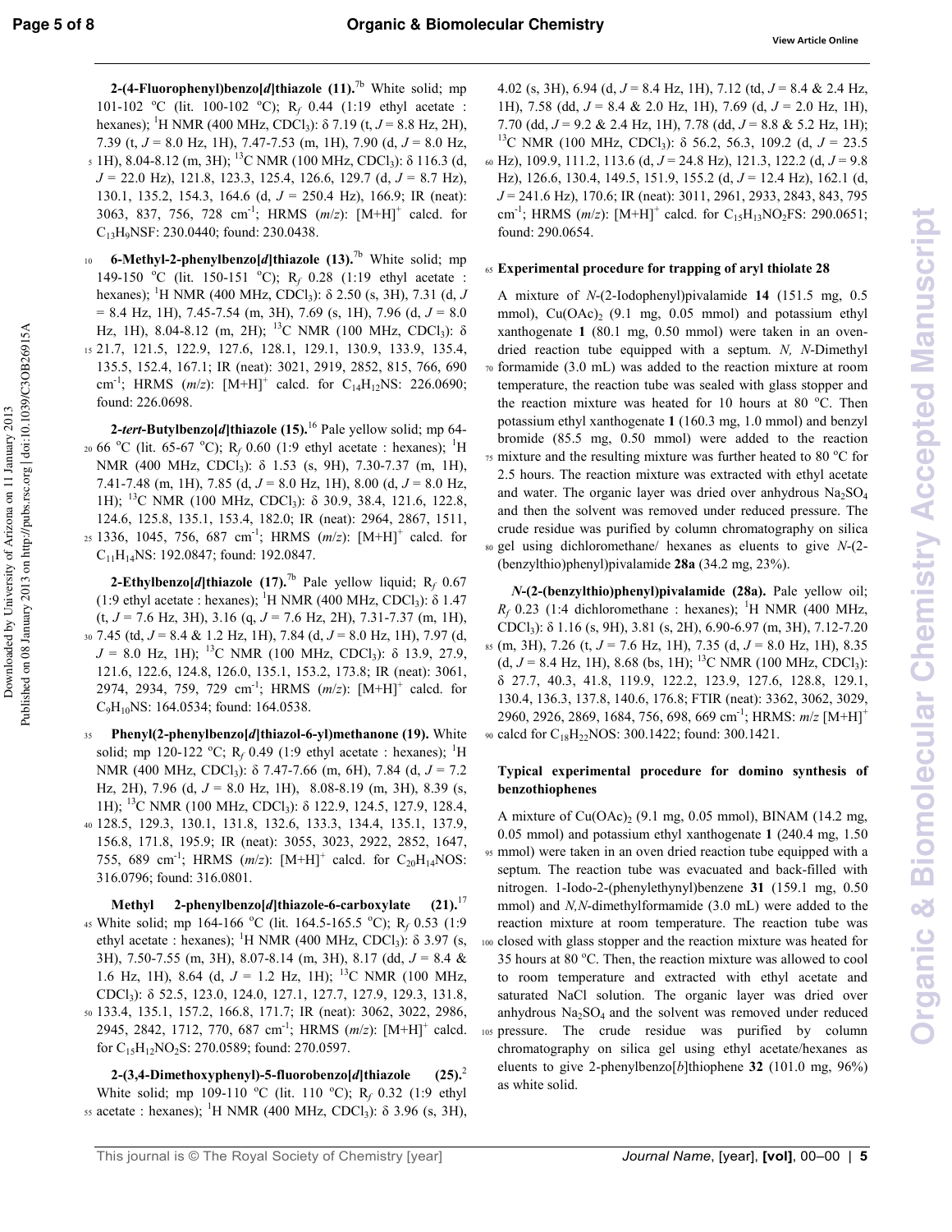**2-(4-Fluorophenyl)benzo[*d*]thiazole (11).**[7b] White solid; mp 101-102 °C (lit. 100-102 °C); $R_f$ 0.44 (1:19 ethyl acetate : hexanes); $^1$H NMR (400 MHz, $CDCl_3$): δ 7.19 (t, *J* = 8.8 Hz, 2H), 7.39 (t, *J* = 8.0 Hz, 1H), 7.47-7.53 (m, 1H), 7.90 (d, *J* = 8.0 Hz, 1H), 8.04-8.12 (m, 3H); $^{13}$C NMR (100 MHz, $CDCl_3$): δ 116.3 (d, *J* = 22.0 Hz), 121.8, 123.3, 125.4, 126.6, 129.7 (d, *J* = 8.7 Hz), 130.1, 135.2, 154.3, 164.6 (d, *J* = 250.4 Hz), 166.9; IR (neat): 3063, 837, 756, 728 cm$^{-1}$; HRMS (*m/z*): $[M+H]^+$ calcd. for $C_{13}H_9NSF$: 230.0440; found: 230.0438.

**6-Methyl-2-phenylbenzo[*d*]thiazole (13).**[7b] White solid; mp 149-150 °C (lit. 150-151 °C); $R_f$ 0.28 (1:19 ethyl acetate : hexanes); $^1$H NMR (400 MHz, $CDCl_3$): δ 2.50 (s, 3H), 7.31 (d, *J* = 8.4 Hz, 1H), 7.45-7.54 (m, 3H), 7.69 (s, 1H), 7.96 (d, *J* = 8.0 Hz, 1H), 8.04-8.12 (m, 2H); $^{13}$C NMR (100 MHz, $CDCl_3$): δ 21.7, 121.5, 122.9, 127.6, 128.1, 129.1, 130.9, 133.9, 135.4, 135.5, 152.4, 167.1; IR (neat): 3021, 2919, 2852, 815, 766, 690 cm$^{-1}$; HRMS (*m/z*): $[M+H]^+$ calcd. for $C_{14}H_{12}NS$: 226.0690; found: 226.0698.

**2-*tert*-Butylbenzo[*d*]thiazole (15).**[16] Pale yellow solid; mp 64-66 °C (lit. 65-67 °C); $R_f$ 0.60 (1:9 ethyl acetate : hexanes); $^1$H NMR (400 MHz, $CDCl_3$): δ 1.53 (s, 9H), 7.30-7.37 (m, 1H), 7.41-7.48 (m, 1H), 7.85 (d, *J* = 8.0 Hz, 1H), 8.00 (d, *J* = 8.0 Hz, 1H); $^{13}$C NMR (100 MHz, $CDCl_3$): δ 30.9, 38.4, 121.6, 122.8, 124.6, 125.8, 135.1, 153.4, 182.0; IR (neat): 2964, 2867, 1511, 1336, 1045, 756, 687 cm$^{-1}$; HRMS (*m/z*): $[M+H]^+$ calcd. for $C_{11}H_{14}NS$: 192.0847; found: 192.0847.

**2-Ethylbenzo[*d*]thiazole (17).**[7b] Pale yellow liquid; $R_f$ 0.67 (1:9 ethyl acetate : hexanes); $^1$H NMR (400 MHz, $CDCl_3$): δ 1.47 (t, *J* = 7.6 Hz, 3H), 3.16 (q, *J* = 7.6 Hz, 2H), 7.31-7.37 (m, 1H), 7.45 (td, *J* = 8.4 & 1.2 Hz, 1H), 7.84 (d, *J* = 8.0 Hz, 1H), 7.97 (d, *J* = 8.0 Hz, 1H); $^{13}$C NMR (100 MHz, $CDCl_3$): δ 13.9, 27.9, 121.6, 122.6, 124.8, 126.0, 135.1, 153.2, 173.8; IR (neat): 3061, 2974, 2934, 759, 729 cm$^{-1}$; HRMS (*m/z*): $[M+H]^+$ calcd. for $C_9H_{10}NS$: 164.0534; found: 164.0538.

**Phenyl(2-phenylbenzo[*d*]thiazol-6-yl)methanone (19).** White solid; mp 120-122 °C; $R_f$ 0.49 (1:9 ethyl acetate : hexanes); $^1$H NMR (400 MHz, $CDCl_3$): δ 7.47-7.66 (m, 6H), 7.84 (d, *J* = 7.2 Hz, 2H), 7.96 (d, *J* = 8.0 Hz, 1H), 8.08-8.19 (m, 3H), 8.39 (s, 1H); $^{13}$C NMR (100 MHz, $CDCl_3$): δ 122.9, 124.5, 127.9, 128.4, 128.5, 129.3, 130.1, 131.8, 132.6, 133.3, 134.4, 135.1, 137.9, 156.8, 171.8, 195.9; IR (neat): 3055, 3023, 2922, 2852, 1647, 755, 689 cm$^{-1}$; HRMS (*m/z*): $[M+H]^+$ calcd. for $C_{20}H_{14}NOS$: 316.0796; found: 316.0801.

**Methyl 2-phenylbenzo[*d*]thiazole-6-carboxylate (21).**[17] White solid; mp 164-166 °C (lit. 164.5-165.5 °C); $R_f$ 0.53 (1:9 ethyl acetate : hexanes); $^1$H NMR (400 MHz, $CDCl_3$): δ 3.97 (s, 3H), 7.50-7.55 (m, 3H), 8.07-8.14 (m, 3H), 8.17 (dd, *J* = 8.4 & 1.6 Hz, 1H), 8.64 (d, *J* = 1.2 Hz, 1H); $^{13}$C NMR (100 MHz, $CDCl_3$): δ 52.5, 123.0, 124.0, 127.1, 127.7, 127.9, 129.3, 131.8, 133.4, 135.1, 157.2, 166.8, 171.7; IR (neat): 3062, 3022, 2986, 2945, 2842, 1712, 770, 687 cm$^{-1}$; HRMS (*m/z*): $[M+H]^+$ calcd. for $C_{15}H_{12}NO_2S$: 270.0589; found: 270.0597.

**2-(3,4-Dimethoxyphenyl)-5-fluorobenzo[*d*]thiazole (25).**[2] White solid; mp 109-110 °C (lit. 110 °C); $R_f$ 0.32 (1:9 ethyl acetate : hexanes); $^1$H NMR (400 MHz, $CDCl_3$): δ 3.96 (s, 3H), 4.02 (s, 3H), 6.94 (d, *J* = 8.4 Hz, 1H), 7.12 (td, *J* = 8.4 & 2.4 Hz, 1H), 7.58 (dd, *J* = 8.4 & 2.0 Hz, 1H), 7.69 (d, *J* = 2.0 Hz, 1H), 7.70 (dd, *J* = 9.2 & 2.4 Hz, 1H), 7.78 (dd, *J* = 8.8 & 5.2 Hz, 1H); $^{13}$C NMR (100 MHz, $CDCl_3$): δ 56.2, 56.3, 109.2 (d, *J* = 23.5 Hz), 109.9, 111.2, 113.6 (d, *J* = 24.8 Hz), 121.3, 122.2 (d, *J* = 9.8 Hz), 126.6, 130.4, 149.5, 151.9, 155.2 (d, *J* = 12.4 Hz), 162.1 (d, *J* = 241.6 Hz), 170.6; IR (neat): 3011, 2961, 2933, 2843, 843, 795 cm$^{-1}$; HRMS (*m/z*): $[M+H]^+$ calcd. for $C_{15}H_{13}NO_2FS$: 290.0651; found: 290.0654.

### Experimental procedure for trapping of aryl thiolate 28

A mixture of *N*-(2-Iodophenyl)pivalamide **14** (151.5 mg, 0.5 mmol), $Cu(OAc)_2$ (9.1 mg, 0.05 mmol) and potassium ethyl xanthogenate **1** (80.1 mg, 0.50 mmol) were taken in an oven-dried reaction tube equipped with a septum. *N, N*-Dimethyl formamide (3.0 mL) was added to the reaction mixture at room temperature, the reaction tube was sealed with glass stopper and the reaction mixture was heated for 10 hours at 80 °C. Then potassium ethyl xanthogenate **1** (160.3 mg, 1.0 mmol) and benzyl bromide (85.5 mg, 0.50 mmol) were added to the reaction mixture and the resulting mixture was further heated to 80 °C for 2.5 hours. The reaction mixture was extracted with ethyl acetate and water. The organic layer was dried over anhydrous $Na_2SO_4$ and then the solvent was removed under reduced pressure. The crude residue was purified by column chromatography on silica gel using dichloromethane/ hexanes as eluents to give *N*-(2-(benzylthio)phenyl)pivalamide **28a** (34.2 mg, 23%).

***N*-(2-(benzylthio)phenyl)pivalamide (28a).** Pale yellow oil; $R_f$ 0.23 (1:4 dichloromethane : hexanes); $^1$H NMR (400 MHz, $CDCl_3$): δ 1.16 (s, 9H), 3.81 (s, 2H), 6.90-6.97 (m, 3H), 7.12-7.20 (m, 3H), 7.26 (t, *J* = 7.6 Hz, 1H), 7.35 (d, *J* = 8.0 Hz, 1H), 8.35 (d, *J* = 8.4 Hz, 1H), 8.68 (bs, 1H); $^{13}$C NMR (100 MHz, $CDCl_3$): δ 27.7, 40.3, 41.8, 119.9, 122.2, 123.9, 127.6, 128.8, 129.1, 130.4, 136.3, 137.8, 140.6, 176.8; FTIR (neat): 3362, 3062, 3029, 2960, 2926, 2869, 1684, 756, 698, 669 cm$^{-1}$; HRMS: *m/z* $[M+H]^+$ calcd for $C_{18}H_{22}NOS$: 300.1422; found: 300.1421.

### Typical experimental procedure for domino synthesis of benzothiophenes

A mixture of $Cu(OAc)_2$ (9.1 mg, 0.05 mmol), BINAM (14.2 mg, 0.05 mmol) and potassium ethyl xanthogenate **1** (240.4 mg, 1.50 mmol) were taken in an oven dried reaction tube equipped with a septum. The reaction tube was evacuated and back-filled with nitrogen. 1-Iodo-2-(phenylethynyl)benzene **31** (159.1 mg, 0.50 mmol) and *N,N*-dimethylformamide (3.0 mL) were added to the reaction mixture at room temperature. The reaction tube was closed with glass stopper and the reaction mixture was heated for 35 hours at 80 °C. Then, the reaction mixture was allowed to cool to room temperature and extracted with ethyl acetate and saturated NaCl solution. The organic layer was dried over anhydrous $Na_2SO_4$ and the solvent was removed under reduced pressure. The crude residue was purified by column chromatography on silica gel using ethyl acetate/hexanes as eluents to give 2-phenylbenzo[*b*]thiophene **32** (101.0 mg, 96%) as white solid.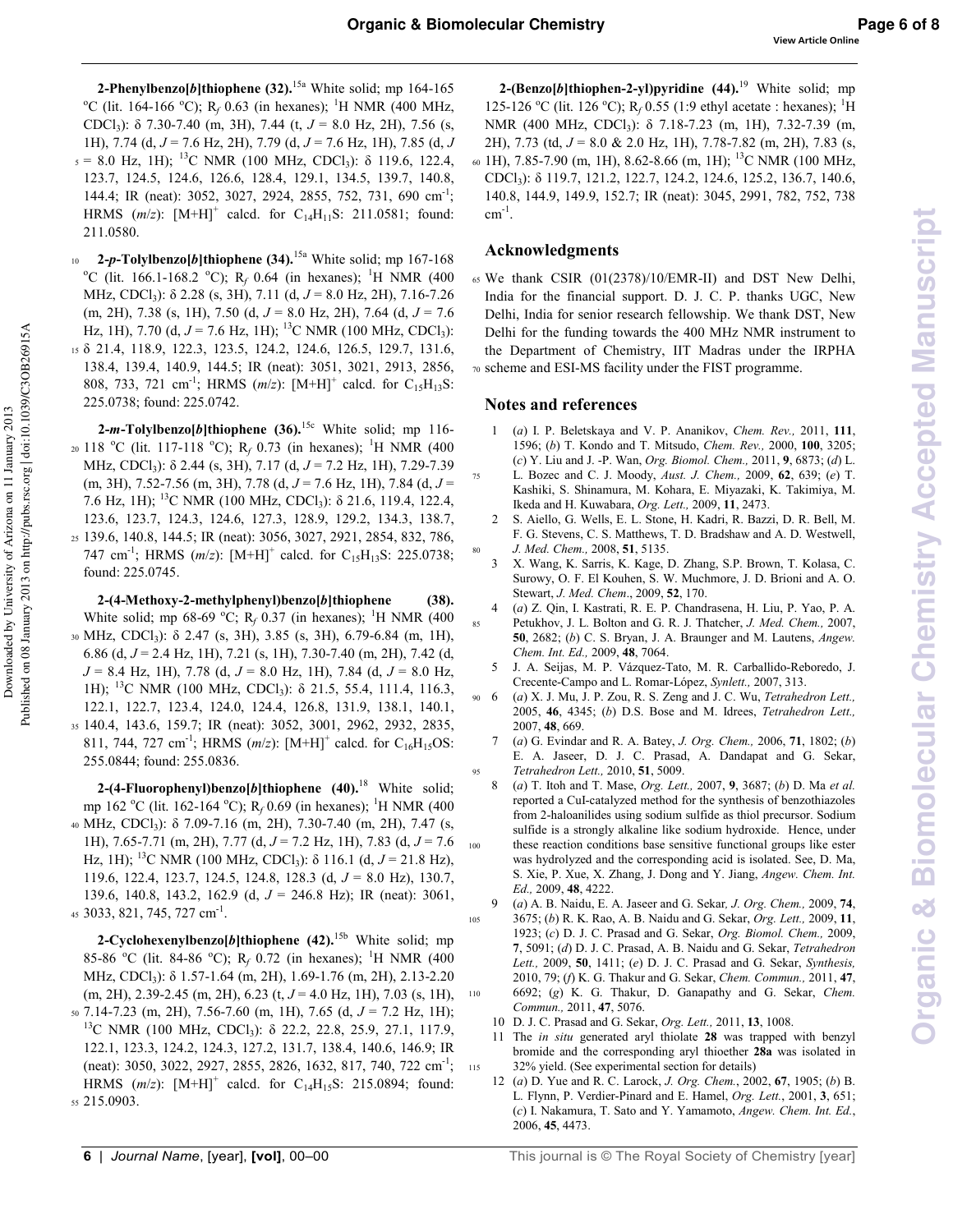**2-Phenylbenzo[*b*]thiophene (32).**[15a] White solid; mp 164-165 °C (lit. 164-166 °C); $R_f$ 0.63 (in hexanes); $^1$H NMR (400 MHz, $CDCl_3$): δ 7.30-7.40 (m, 3H), 7.44 (t, *J* = 8.0 Hz, 2H), 7.56 (s, 1H), 7.74 (d, *J* = 7.6 Hz, 2H), 7.79 (d, *J* = 7.6 Hz, 1H), 7.85 (d, *J* = 8.0 Hz, 1H); $^{13}$C NMR (100 MHz, $CDCl_3$): δ 119.6, 122.4, 123.7, 124.5, 124.6, 126.6, 128.4, 129.1, 134.5, 139.7, 140.8, 144.4; IR (neat): 3052, 3027, 2924, 2855, 752, 731, 690 cm$^{-1}$; HRMS (*m*/*z*): $[M+H]^+$ calcd. for $C_{14}H_{11}S$: 211.0581; found: 211.0580.

**2-*p*-Tolylbenzo[*b*]thiophene (34).**[15a] White solid; mp 167-168 °C (lit. 166.1-168.2 °C); $R_f$ 0.64 (in hexanes); $^1$H NMR (400 MHz, $CDCl_3$): δ 2.28 (s, 3H), 7.11 (d, *J* = 8.0 Hz, 2H), 7.16-7.26 (m, 2H), 7.38 (s, 1H), 7.50 (d, *J* = 8.0 Hz, 2H), 7.64 (d, *J* = 7.6 Hz, 1H), 7.70 (d, *J* = 7.6 Hz, 1H); $^{13}$C NMR (100 MHz, $CDCl_3$): δ 21.4, 118.9, 122.3, 123.5, 124.2, 124.6, 126.5, 129.7, 131.6, 138.4, 139.4, 140.9, 144.5; IR (neat): 3051, 3021, 2913, 2856, 808, 733, 721 cm$^{-1}$; HRMS (*m*/*z*): $[M+H]^+$ calcd. for $C_{15}H_{13}S$: 225.0738; found: 225.0742.

**2-*m*-Tolylbenzo[*b*]thiophene (36).**[15c] White solid; mp 116-118 °C (lit. 117-118 °C); $R_f$ 0.73 (in hexanes); $^1$H NMR (400 MHz, $CDCl_3$): δ 2.44 (s, 3H), 7.17 (d, *J* = 7.2 Hz, 1H), 7.29-7.39 (m, 3H), 7.52-7.56 (m, 3H), 7.78 (d, *J* = 7.6 Hz, 1H), 7.84 (d, *J* = 7.6 Hz, 1H); $^{13}$C NMR (100 MHz, $CDCl_3$): δ 21.6, 119.4, 122.4, 123.6, 123.7, 124.3, 124.6, 127.3, 128.9, 129.2, 134.3, 138.7, 139.6, 140.8, 144.5; IR (neat): 3056, 3027, 2921, 2854, 832, 786, 747 cm$^{-1}$; HRMS (*m*/*z*): $[M+H]^+$ calcd. for $C_{15}H_{13}S$: 225.0738; found: 225.0745.

**2-(4-Methoxy-2-methylphenyl)benzo[*b*]thiophene (38).** White solid; mp 68-69 °C; $R_f$ 0.37 (in hexanes); $^1$H NMR (400 MHz, $CDCl_3$): δ 2.47 (s, 3H), 3.85 (s, 3H), 6.79-6.84 (m, 1H), 6.86 (d, *J* = 2.4 Hz, 1H), 7.21 (s, 1H), 7.30-7.40 (m, 2H), 7.42 (d, *J* = 8.4 Hz, 1H), 7.78 (d, *J* = 8.0 Hz, 1H), 7.84 (d, *J* = 8.0 Hz, 1H); $^{13}$C NMR (100 MHz, $CDCl_3$): δ 21.5, 55.4, 111.4, 116.3, 122.1, 122.7, 123.4, 124.0, 124.4, 126.8, 131.9, 138.1, 140.1, 140.4, 143.6, 159.7; IR (neat): 3052, 3001, 2962, 2932, 2835, 811, 744, 727 cm$^{-1}$; HRMS (*m*/*z*): $[M+H]^+$ calcd. for $C_{16}H_{15}OS$: 255.0844; found: 255.0836.

**2-(4-Fluorophenyl)benzo[*b*]thiophene (40).**[18] White solid; mp 162 °C (lit. 162-164 °C); $R_f$ 0.69 (in hexanes); $^1$H NMR (400 MHz, $CDCl_3$): δ 7.09-7.16 (m, 2H), 7.30-7.40 (m, 2H), 7.47 (s, 1H), 7.65-7.71 (m, 2H), 7.77 (d, *J* = 7.2 Hz, 1H), 7.83 (d, *J* = 7.6 Hz, 1H); $^{13}$C NMR (100 MHz, $CDCl_3$): δ 116.1 (d, *J* = 21.8 Hz), 119.6, 122.4, 123.7, 124.5, 124.8, 128.3 (d, *J* = 8.0 Hz), 130.7, 139.6, 140.8, 143.2, 162.9 (d, *J* = 246.8 Hz); IR (neat): 3061, 3033, 821, 745, 727 cm$^{-1}$.

**2-Cyclohexenylbenzo[*b*]thiophene (42).**[15b] White solid; mp 85-86 °C (lit. 84-86 °C); $R_f$ 0.72 (in hexanes); $^1$H NMR (400 MHz, $CDCl_3$): δ 1.57-1.64 (m, 2H), 1.69-1.76 (m, 2H), 2.13-2.20 (m, 2H), 2.39-2.45 (m, 2H), 6.23 (t, *J* = 4.0 Hz, 1H), 7.03 (s, 1H), 7.14-7.23 (m, 2H), 7.56-7.60 (m, 1H), 7.65 (d, *J* = 7.2 Hz, 1H); $^{13}$C NMR (100 MHz, $CDCl_3$): δ 22.2, 22.8, 25.9, 27.1, 117.9, 122.1, 123.3, 124.2, 124.3, 127.2, 131.7, 138.4, 140.6, 146.9; IR (neat): 3050, 3022, 2927, 2855, 2826, 1632, 817, 740, 722 cm$^{-1}$; HRMS (*m*/*z*): $[M+H]^+$ calcd. for $C_{14}H_{15}S$: 215.0894; found: 215.0903.

**2-(Benzo[*b*]thiophen-2-yl)pyridine (44).**[19] White solid; mp 125-126 °C (lit. 126 °C); $R_f$ 0.55 (1:9 ethyl acetate : hexanes); $^1$H NMR (400 MHz, $CDCl_3$): δ 7.18-7.23 (m, 1H), 7.32-7.39 (m, 2H), 7.73 (td, *J* = 8.0 & 2.0 Hz, 1H), 7.78-7.82 (m, 2H), 7.83 (s, 1H), 7.85-7.90 (m, 1H), 8.62-8.66 (m, 1H); $^{13}$C NMR (100 MHz, $CDCl_3$): δ 119.7, 121.2, 122.7, 124.2, 124.6, 125.2, 136.7, 140.6, 140.8, 144.9, 149.9, 152.7; IR (neat): 3045, 2991, 782, 752, 738 cm$^{-1}$.

## Acknowledgments

We thank CSIR (01(2378)/10/EMR-II) and DST New Delhi, India for the financial support. D. J. C. P. thanks UGC, New Delhi, India for senior research fellowship. We thank DST, New Delhi for the funding towards the 400 MHz NMR instrument to the Department of Chemistry, IIT Madras under the IRPHA scheme and ESI-MS facility under the FIST programme.

## Notes and references

1. (*a*) I. P. Beletskaya and V. P. Ananikov, *Chem. Rev.,* 2011, **111**, 1596; (*b*) T. Kondo and T. Mitsudo, *Chem. Rev.,* 2000, **100**, 3205; (*c*) Y. Liu and J. -P. Wan, *Org. Biomol. Chem.,* 2011, **9**, 6873; (*d*) L. L. Bozec and C. J. Moody, *Aust. J. Chem.,* 2009, **62**, 639; (*e*) T. Kashiki, S. Shinamura, M. Kohara, E. Miyazaki, K. Takimiya, M. Ikeda and H. Kuwabara, *Org. Lett.,* 2009, **11**, 2473.
2. S. Aiello, G. Wells, E. L. Stone, H. Kadri, R. Bazzi, D. R. Bell, M. F. G. Stevens, C. S. Matthews, T. D. Bradshaw and A. D. Westwell, *J. Med. Chem.,* 2008, **51**, 5135.
3. X. Wang, K. Sarris, K. Kage, D. Zhang, S.P. Brown, T. Kolasa, C. Surowy, O. F. El Kouhen, S. W. Muchmore, J. D. Brioni and A. O. Stewart, *J. Med. Chem*., 2009, **52**, 170.
4. (*a*) Z. Qin, I. Kastrati, R. E. P. Chandrasena, H. Liu, P. Yao, P. A. Petukhov, J. L. Bolton and G. R. J. Thatcher, *J. Med. Chem.,* 2007, **50**, 2682; (*b*) C. S. Bryan, J. A. Braunger and M. Lautens, *Angew. Chem. Int. Ed.,* 2009, **48**, 7064.
5. J. A. Seijas, M. P. Vázquez-Tato, M. R. Carballido-Reboredo, J. Crecente-Campo and L. Romar-López, *Synlett.,* 2007, 313.
6. (*a*) X. J. Mu, J. P. Zou, R. S. Zeng and J. C. Wu, *Tetrahedron Lett.,* 2005, **46**, 4345; (*b*) D.S. Bose and M. Idrees, *Tetrahedron Lett.,* 2007, **48**, 669.
7. (*a*) G. Evindar and R. A. Batey, *J. Org. Chem.,* 2006, **71**, 1802; (*b*) E. A. Jaseer, D. J. C. Prasad, A. Dandapat and G. Sekar, *Tetrahedron Lett.,* 2010, **51**, 5009.
8. (*a*) T. Itoh and T. Mase, *Org. Lett.,* 2007, **9**, 3687; (*b*) D. Ma *et al.* reported a CuI-catalyzed method for the synthesis of benzothiazoles from 2-haloanilides using sodium sulfide as thiol precursor. Sodium sulfide is a strongly alkaline like sodium hydroxide. Hence, under these reaction conditions base sensitive functional groups like ester was hydrolyzed and the corresponding acid is isolated. See, D. Ma, S. Xie, P. Xue, X. Zhang, J. Dong and Y. Jiang, *Angew. Chem. Int. Ed.,* 2009, **48**, 4222.
9. (*a*) A. B. Naidu, E. A. Jaseer and G. Sekar, *J. Org. Chem.,* 2009, **74**, 3675; (*b*) R. K. Rao, A. B. Naidu and G. Sekar, *Org. Lett.,* 2009, **11**, 1923; (*c*) D. J. C. Prasad and G. Sekar, *Org. Biomol. Chem.,* 2009, **7**, 5091; (*d*) D. J. C. Prasad, A. B. Naidu and G. Sekar, *Tetrahedron Lett.,* 2009, **50**, 1411; (*e*) D. J. C. Prasad and G. Sekar, *Synthesis,* 2010, 79; (*f*) K. G. Thakur and G. Sekar, *Chem. Commun.,* 2011, **47**, 6692; (*g*) K. G. Thakur, D. Ganapathy and G. Sekar, *Chem. Commun.,* 2011, **47**, 5076.
10. D. J. C. Prasad and G. Sekar, *Org. Lett.,* 2011, **13**, 1008.
11. The *in situ* generated aryl thiolate **28** was trapped with benzyl bromide and the corresponding aryl thioether **28a** was isolated in 32% yield. (See experimental section for details)
12. (*a*) D. Yue and R. C. Larock, *J. Org. Chem.*, 2002, **67**, 1905; (*b*) B. L. Flynn, P. Verdier-Pinard and E. Hamel, *Org. Lett.*, 2001, **3**, 651; (*c*) I. Nakamura, T. Sato and Y. Yamamoto, *Angew. Chem. Int. Ed.*, 2006, **45**, 4473.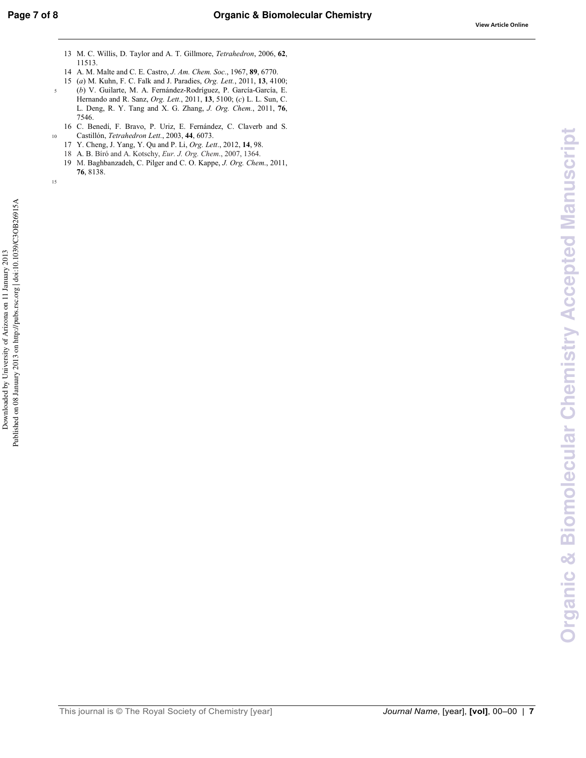13 M. C. Willis, D. Taylor and A. T. Gillmore, *Tetrahedron*, 2006, **62**, 11513.

14 A. M. Malte and C. E. Castro, *J. Am. Chem. Soc.*, 1967, **89**, 6770.

15 (*a*) M. Kuhn, F. C. Falk and J. Paradies, *Org. Lett.*, 2011, **13**, 4100; (*b*) V. Guilarte, M. A. Fernández-Rodríguez, P. García-García, E. Hernando and R. Sanz, *Org. Lett.*, 2011, **13**, 5100; (*c*) L. L. Sun, C. L. Deng, R. Y. Tang and X. G. Zhang, *J. Org. Chem.*, 2011, **76**, 7546.

16 C. Benedí, F. Bravo, P. Uriz, E. Fernández, C. Claverb and S. Castillón, *Tetrahedron Lett.*, 2003, **44**, 6073.

17 Y. Cheng, J. Yang, Y. Qu and P. Li, *Org. Lett.*, 2012, **14**, 98.

18 A. B. Bíró and A. Kotschy, *Eur. J. Org. Chem.*, 2007, 1364.

19 M. Baghbanzadeh, C. Pilger and C. O. Kappe, *J. Org. Chem.*, 2011, **76**, 8138.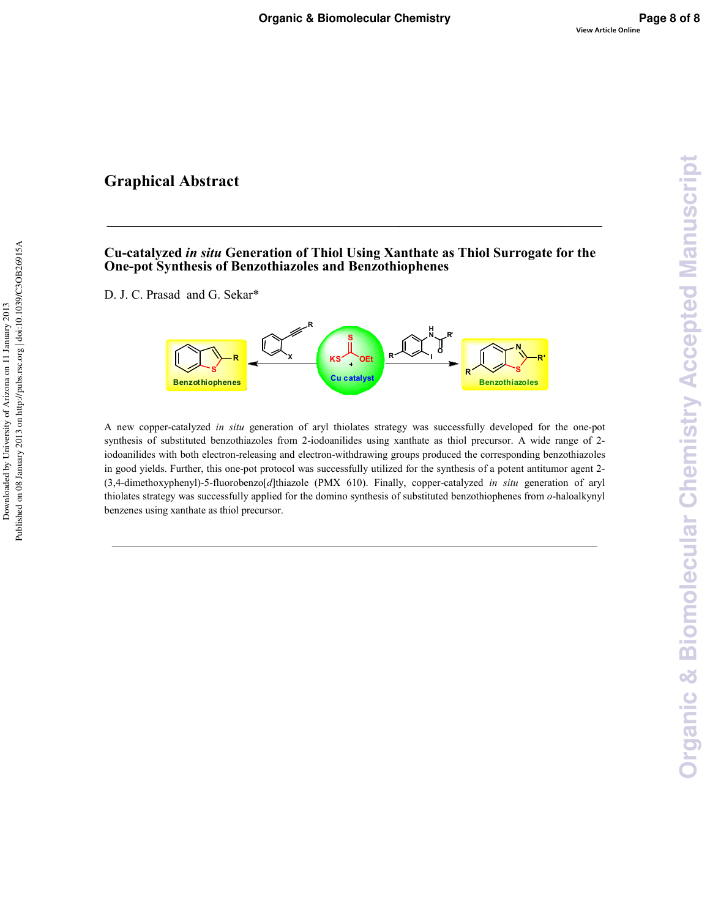# Graphical Abstract

## Cu-catalyzed *in situ* Generation of Thiol Using Xanthate as Thiol Surrogate for the One-pot Synthesis of Benzothiazoles and Benzothiophenes

D. J. C. Prasad and G. Sekar*

Benzothiophenes

KS OEt

Cu catalyst

Benzothiazoles

A new copper-catalyzed *in situ* generation of aryl thiolates strategy was successfully developed for the one-pot synthesis of substituted benzothiazoles from 2-iodoanilides using xanthate as thiol precursor. A wide range of 2-iodoanilides with both electron-releasing and electron-withdrawing groups produced the corresponding benzothiazoles in good yields. Further, this one-pot protocol was successfully utilized for the synthesis of a potent antitumor agent 2-(3,4-dimethoxyphenyl)-5-fluorobenzo[*d*]thiazole (PMX 610). Finally, copper-catalyzed *in situ* generation of aryl thiolates strategy was successfully applied for the domino synthesis of substituted benzothiophenes from *o*-haloalkynyl benzenes using xanthate as thiol precursor.